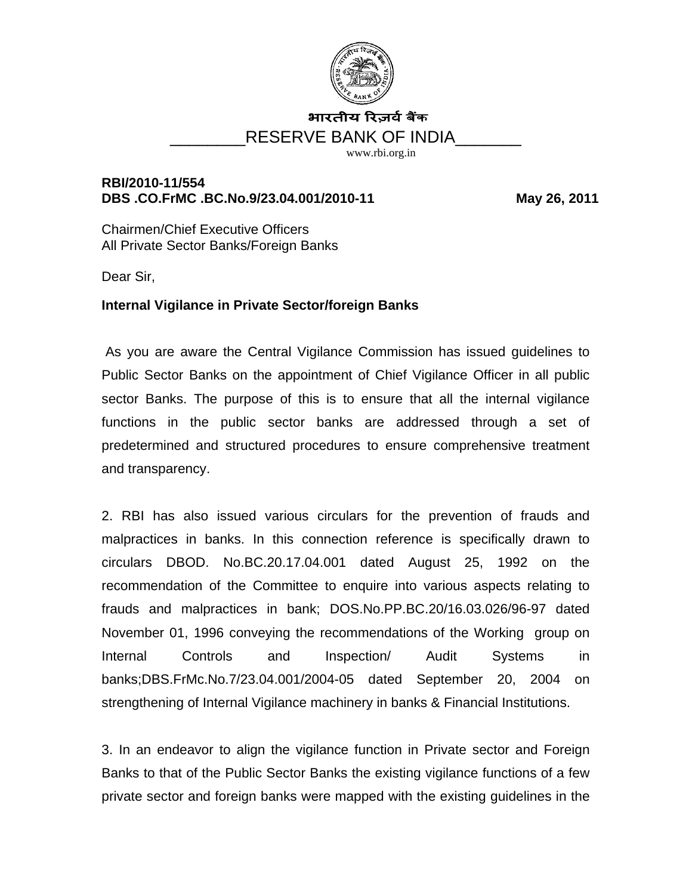भारतीय रिज़र्व बैंक

RESERVE BANK OF INDIA

www.rbi.org.in

**RBI/2010-11/554**
**DBS .CO.FrMC .BC.No.9/23.04.001/2010-11** **May 26, 2011**

Chairmen/Chief Executive Officers
All Private Sector Banks/Foreign Banks

Dear Sir,

**Internal Vigilance in Private Sector/foreign Banks**

As you are aware the Central Vigilance Commission has issued guidelines to Public Sector Banks on the appointment of Chief Vigilance Officer in all public sector Banks. The purpose of this is to ensure that all the internal vigilance functions in the public sector banks are addressed through a set of predetermined and structured procedures to ensure comprehensive treatment and transparency.

2. RBI has also issued various circulars for the prevention of frauds and malpractices in banks. In this connection reference is specifically drawn to circulars DBOD. No.BC.20.17.04.001 dated August 25, 1992 on the recommendation of the Committee to enquire into various aspects relating to frauds and malpractices in bank; DOS.No.PP.BC.20/16.03.026/96-97 dated November 01, 1996 conveying the recommendations of the Working group on Internal Controls and Inspection/ Audit Systems in banks;DBS.FrMc.No.7/23.04.001/2004-05 dated September 20, 2004 on strengthening of Internal Vigilance machinery in banks & Financial Institutions.

3. In an endeavor to align the vigilance function in Private sector and Foreign Banks to that of the Public Sector Banks the existing vigilance functions of a few private sector and foreign banks were mapped with the existing guidelines in the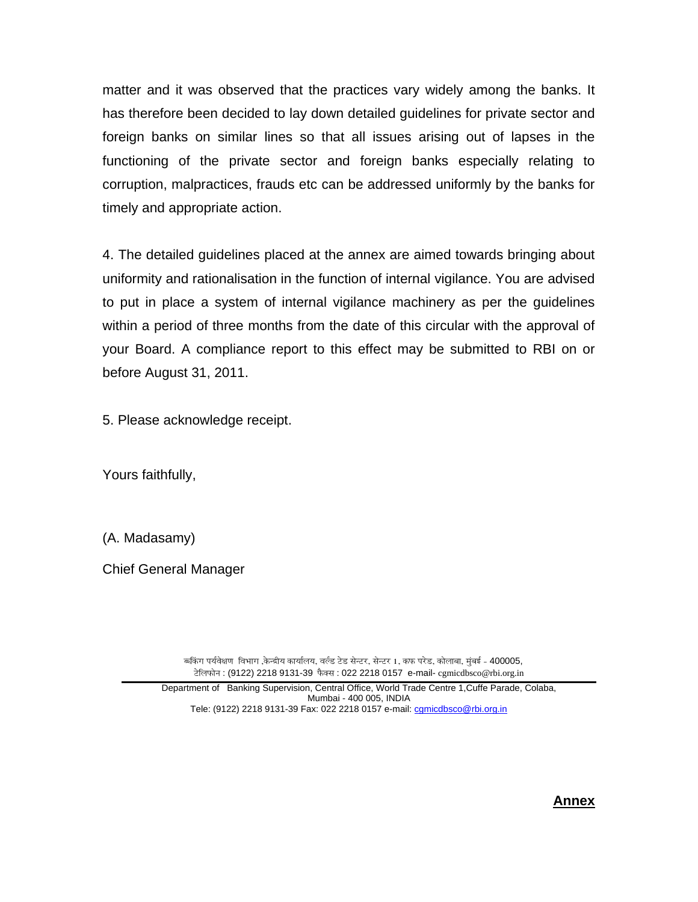matter and it was observed that the practices vary widely among the banks. It has therefore been decided to lay down detailed guidelines for private sector and foreign banks on similar lines so that all issues arising out of lapses in the functioning of the private sector and foreign banks especially relating to corruption, malpractices, frauds etc can be addressed uniformly by the banks for timely and appropriate action.

4. The detailed guidelines placed at the annex are aimed towards bringing about uniformity and rationalisation in the function of internal vigilance. You are advised to put in place a system of internal vigilance machinery as per the guidelines within a period of three months from the date of this circular with the approval of your Board. A compliance report to this effect may be submitted to RBI on or before August 31, 2011.

5. Please acknowledge receipt.

Yours faithfully,

(A. Madasamy)

Chief General Manager

बैंकिंग पर्यवेक्षण विभाग ,केन्द्रीय कार्यालय, वर्ल्ड ट्रेड सेन्टर, सेन्टर 1, कफ परेड, कोलाबा, मुंबई - 400005,
टेलिफोन : (9122) 2218 9131-39 फैक्स : 022 2218 0157 e-mail- cgmicdbsco@rbi.org.in

Department of Banking Supervision, Central Office, World Trade Centre 1,Cuffe Parade, Colaba, Mumbai - 400 005, INDIA
Tele: (9122) 2218 9131-39 Fax: 022 2218 0157 e-mail: cgmicdbsco@rbi.org.in

**Annex**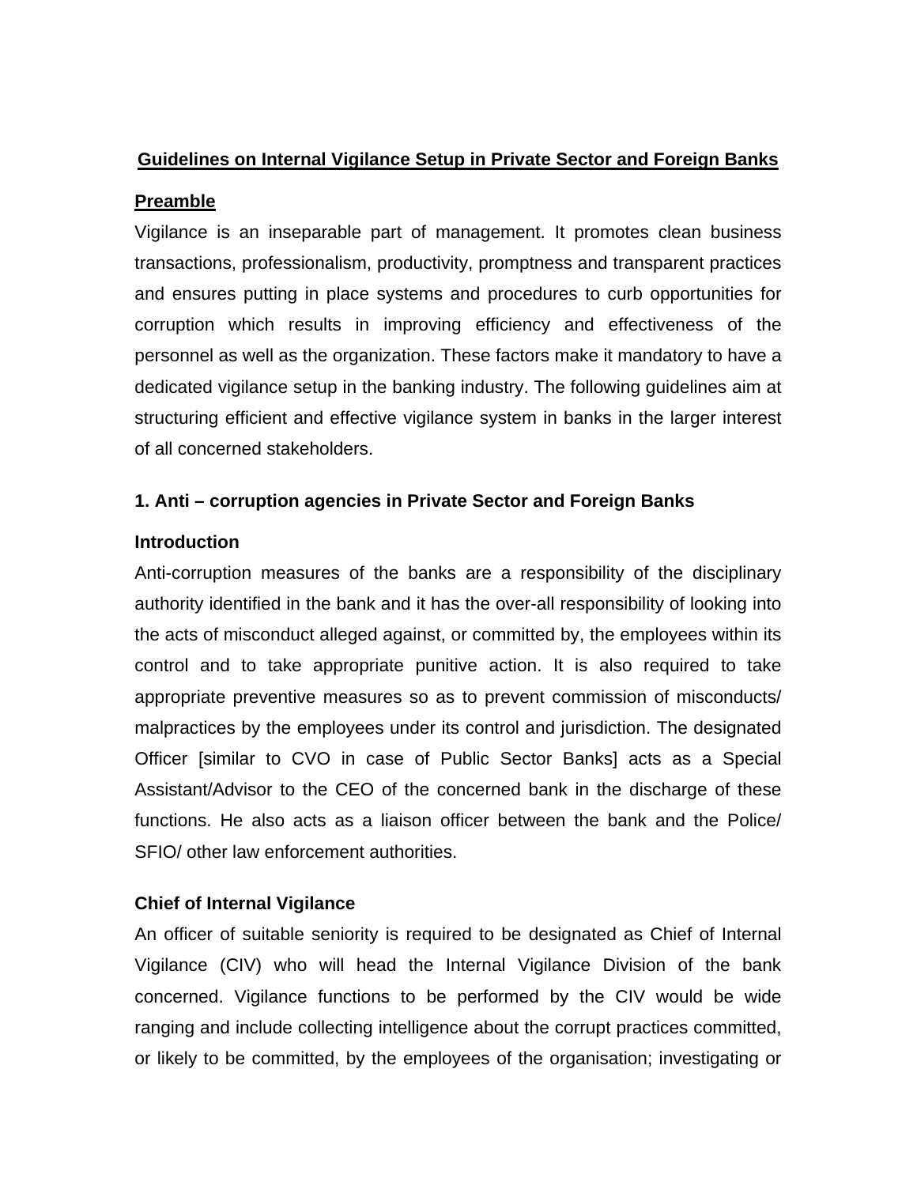## Guidelines on Internal Vigilance Setup in Private Sector and Foreign Banks

### Preamble

Vigilance is an inseparable part of management. It promotes clean business transactions, professionalism, productivity, promptness and transparent practices and ensures putting in place systems and procedures to curb opportunities for corruption which results in improving efficiency and effectiveness of the personnel as well as the organization. These factors make it mandatory to have a dedicated vigilance setup in the banking industry. The following guidelines aim at structuring efficient and effective vigilance system in banks in the larger interest of all concerned stakeholders.

### 1. Anti – corruption agencies in Private Sector and Foreign Banks

#### Introduction

Anti-corruption measures of the banks are a responsibility of the disciplinary authority identified in the bank and it has the over-all responsibility of looking into the acts of misconduct alleged against, or committed by, the employees within its control and to take appropriate punitive action. It is also required to take appropriate preventive measures so as to prevent commission of misconducts/ malpractices by the employees under its control and jurisdiction. The designated Officer [similar to CVO in case of Public Sector Banks] acts as a Special Assistant/Advisor to the CEO of the concerned bank in the discharge of these functions. He also acts as a liaison officer between the bank and the Police/ SFIO/ other law enforcement authorities.

#### Chief of Internal Vigilance

An officer of suitable seniority is required to be designated as Chief of Internal Vigilance (CIV) who will head the Internal Vigilance Division of the bank concerned. Vigilance functions to be performed by the CIV would be wide ranging and include collecting intelligence about the corrupt practices committed, or likely to be committed, by the employees of the organisation; investigating or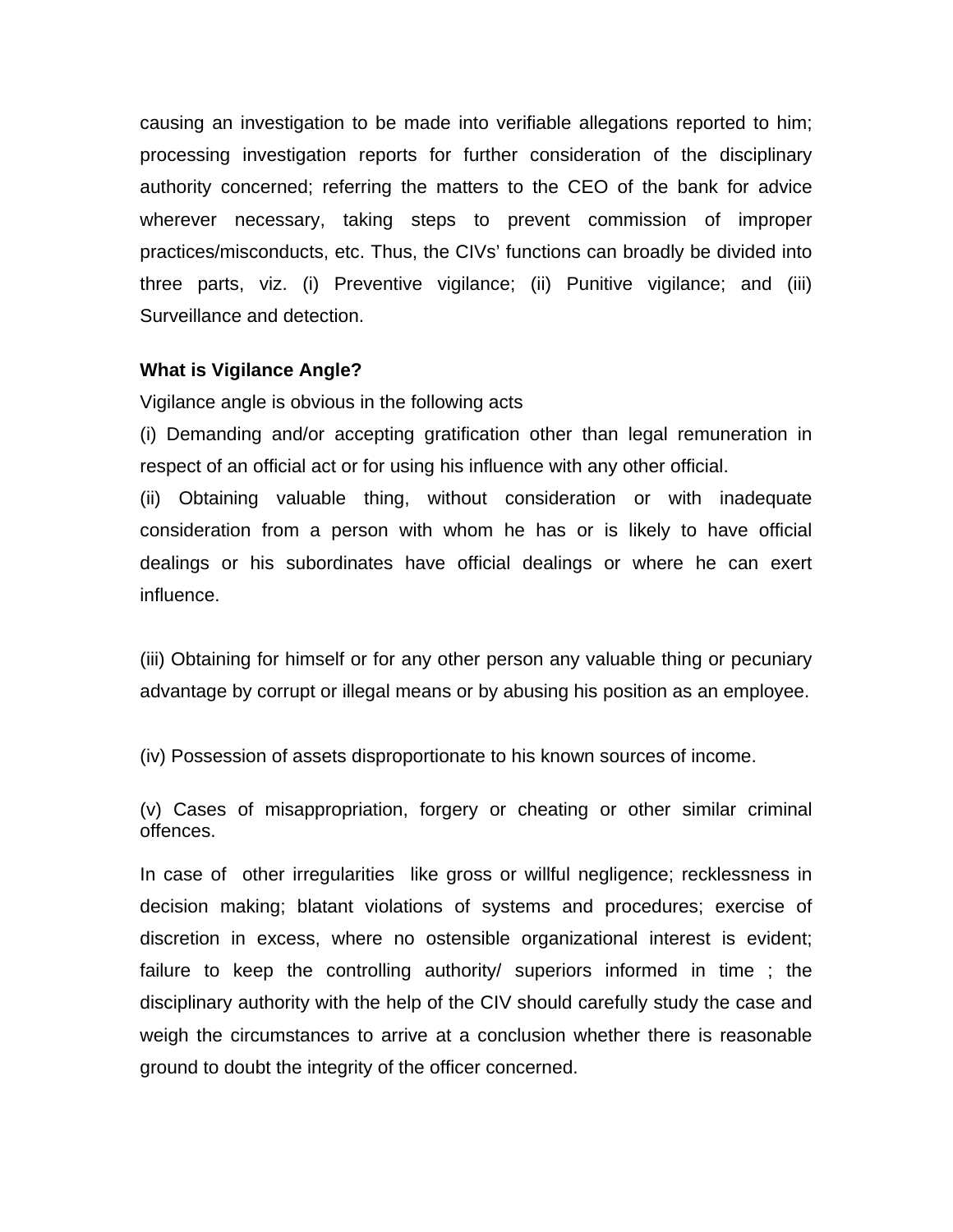causing an investigation to be made into verifiable allegations reported to him; processing investigation reports for further consideration of the disciplinary authority concerned; referring the matters to the CEO of the bank for advice wherever necessary, taking steps to prevent commission of improper practices/misconducts, etc. Thus, the CIVs' functions can broadly be divided into three parts, viz. (i) Preventive vigilance; (ii) Punitive vigilance; and (iii) Surveillance and detection.

**What is Vigilance Angle?**

Vigilance angle is obvious in the following acts

(i) Demanding and/or accepting gratification other than legal remuneration in respect of an official act or for using his influence with any other official.

(ii) Obtaining valuable thing, without consideration or with inadequate consideration from a person with whom he has or is likely to have official dealings or his subordinates have official dealings or where he can exert influence.

(iii) Obtaining for himself or for any other person any valuable thing or pecuniary advantage by corrupt or illegal means or by abusing his position as an employee.

(iv) Possession of assets disproportionate to his known sources of income.

(v) Cases of misappropriation, forgery or cheating or other similar criminal offences.

In case of other irregularities like gross or willful negligence; recklessness in decision making; blatant violations of systems and procedures; exercise of discretion in excess, where no ostensible organizational interest is evident; failure to keep the controlling authority/ superiors informed in time ; the disciplinary authority with the help of the CIV should carefully study the case and weigh the circumstances to arrive at a conclusion whether there is reasonable ground to doubt the integrity of the officer concerned.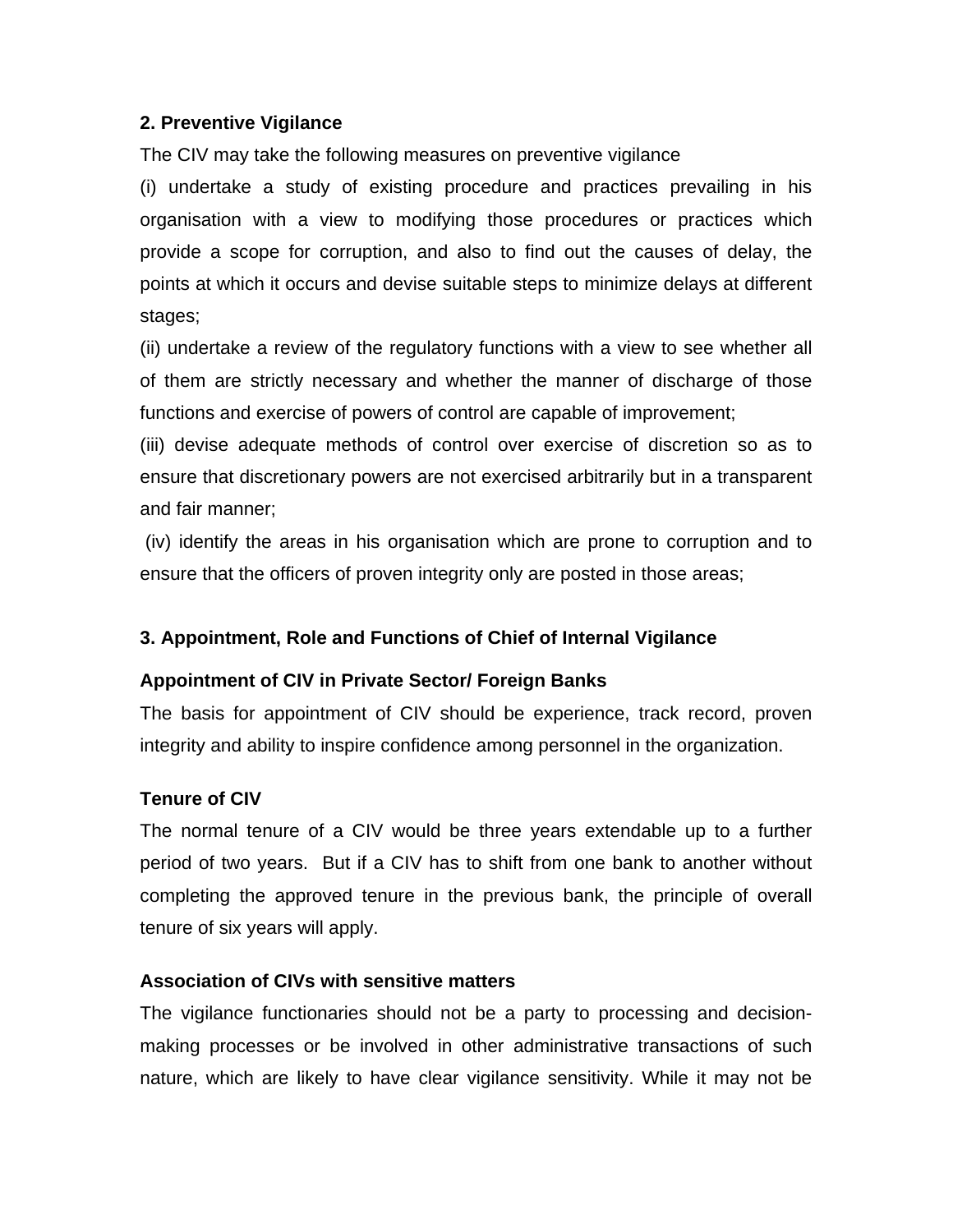## 2. Preventive Vigilance

The CIV may take the following measures on preventive vigilance

(i) undertake a study of existing procedure and practices prevailing in his organisation with a view to modifying those procedures or practices which provide a scope for corruption, and also to find out the causes of delay, the points at which it occurs and devise suitable steps to minimize delays at different stages;

(ii) undertake a review of the regulatory functions with a view to see whether all of them are strictly necessary and whether the manner of discharge of those functions and exercise of powers of control are capable of improvement;

(iii) devise adequate methods of control over exercise of discretion so as to ensure that discretionary powers are not exercised arbitrarily but in a transparent and fair manner;

(iv) identify the areas in his organisation which are prone to corruption and to ensure that the officers of proven integrity only are posted in those areas;

## 3. Appointment, Role and Functions of Chief of Internal Vigilance

### Appointment of CIV in Private Sector/ Foreign Banks

The basis for appointment of CIV should be experience, track record, proven integrity and ability to inspire confidence among personnel in the organization.

### Tenure of CIV

The normal tenure of a CIV would be three years extendable up to a further period of two years. But if a CIV has to shift from one bank to another without completing the approved tenure in the previous bank, the principle of overall tenure of six years will apply.

### Association of CIVs with sensitive matters

The vigilance functionaries should not be a party to processing and decision-making processes or be involved in other administrative transactions of such nature, which are likely to have clear vigilance sensitivity. While it may not be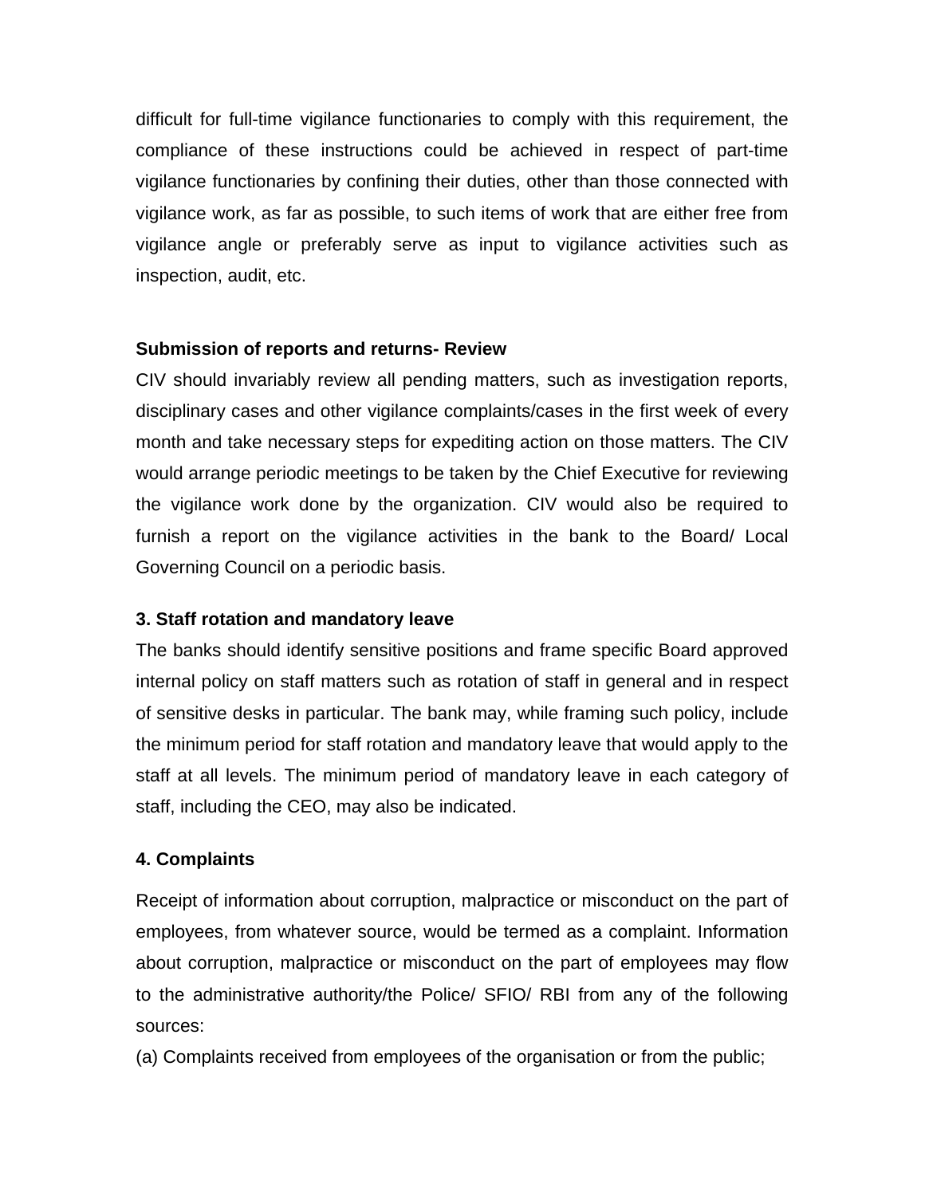difficult for full-time vigilance functionaries to comply with this requirement, the compliance of these instructions could be achieved in respect of part-time vigilance functionaries by confining their duties, other than those connected with vigilance work, as far as possible, to such items of work that are either free from vigilance angle or preferably serve as input to vigilance activities such as inspection, audit, etc.

**Submission of reports and returns- Review**

CIV should invariably review all pending matters, such as investigation reports, disciplinary cases and other vigilance complaints/cases in the first week of every month and take necessary steps for expediting action on those matters. The CIV would arrange periodic meetings to be taken by the Chief Executive for reviewing the vigilance work done by the organization. CIV would also be required to furnish a report on the vigilance activities in the bank to the Board/ Local Governing Council on a periodic basis.

**3. Staff rotation and mandatory leave**

The banks should identify sensitive positions and frame specific Board approved internal policy on staff matters such as rotation of staff in general and in respect of sensitive desks in particular. The bank may, while framing such policy, include the minimum period for staff rotation and mandatory leave that would apply to the staff at all levels. The minimum period of mandatory leave in each category of staff, including the CEO, may also be indicated.

**4. Complaints**

Receipt of information about corruption, malpractice or misconduct on the part of employees, from whatever source, would be termed as a complaint. Information about corruption, malpractice or misconduct on the part of employees may flow to the administrative authority/the Police/ SFIO/ RBI from any of the following sources:

(a) Complaints received from employees of the organisation or from the public;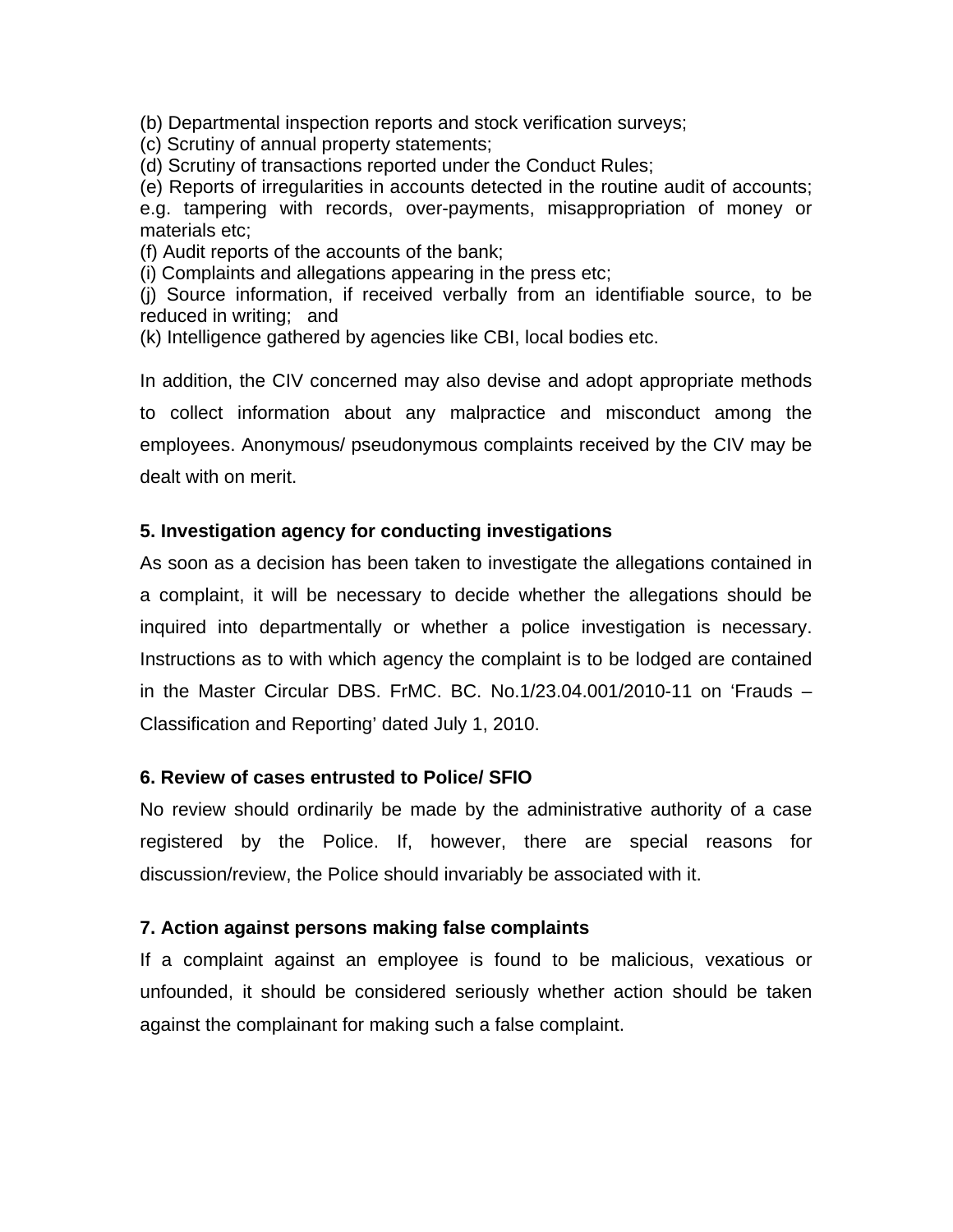(b) Departmental inspection reports and stock verification surveys;
(c) Scrutiny of annual property statements;
(d) Scrutiny of transactions reported under the Conduct Rules;
(e) Reports of irregularities in accounts detected in the routine audit of accounts; e.g. tampering with records, over-payments, misappropriation of money or materials etc;
(f) Audit reports of the accounts of the bank;
(i) Complaints and allegations appearing in the press etc;
(j) Source information, if received verbally from an identifiable source, to be reduced in writing; and
(k) Intelligence gathered by agencies like CBI, local bodies etc.

In addition, the CIV concerned may also devise and adopt appropriate methods to collect information about any malpractice and misconduct among the employees. Anonymous/ pseudonymous complaints received by the CIV may be dealt with on merit.

**5. Investigation agency for conducting investigations**

As soon as a decision has been taken to investigate the allegations contained in a complaint, it will be necessary to decide whether the allegations should be inquired into departmentally or whether a police investigation is necessary. Instructions as to with which agency the complaint is to be lodged are contained in the Master Circular DBS. FrMC. BC. No.1/23.04.001/2010-11 on 'Frauds – Classification and Reporting' dated July 1, 2010.

**6. Review of cases entrusted to Police/ SFIO**

No review should ordinarily be made by the administrative authority of a case registered by the Police. If, however, there are special reasons for discussion/review, the Police should invariably be associated with it.

**7. Action against persons making false complaints**

If a complaint against an employee is found to be malicious, vexatious or unfounded, it should be considered seriously whether action should be taken against the complainant for making such a false complaint.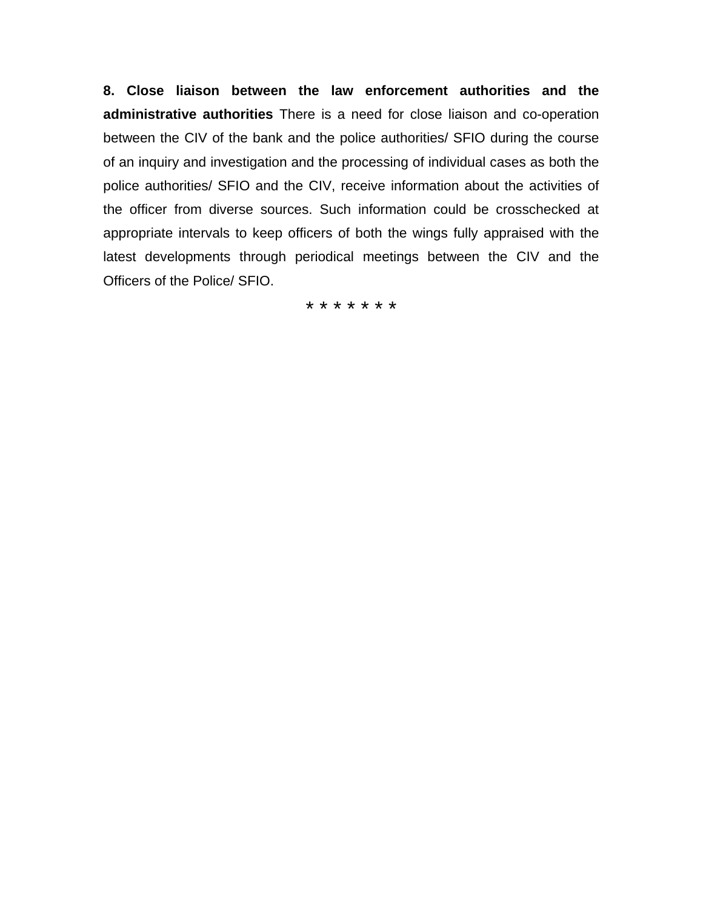**8. Close liaison between the law enforcement authorities and the administrative authorities** There is a need for close liaison and co-operation between the CIV of the bank and the police authorities/ SFIO during the course of an inquiry and investigation and the processing of individual cases as both the police authorities/ SFIO and the CIV, receive information about the activities of the officer from diverse sources. Such information could be crosschecked at appropriate intervals to keep officers of both the wings fully appraised with the latest developments through periodical meetings between the CIV and the Officers of the Police/ SFIO.

* * * * * * *